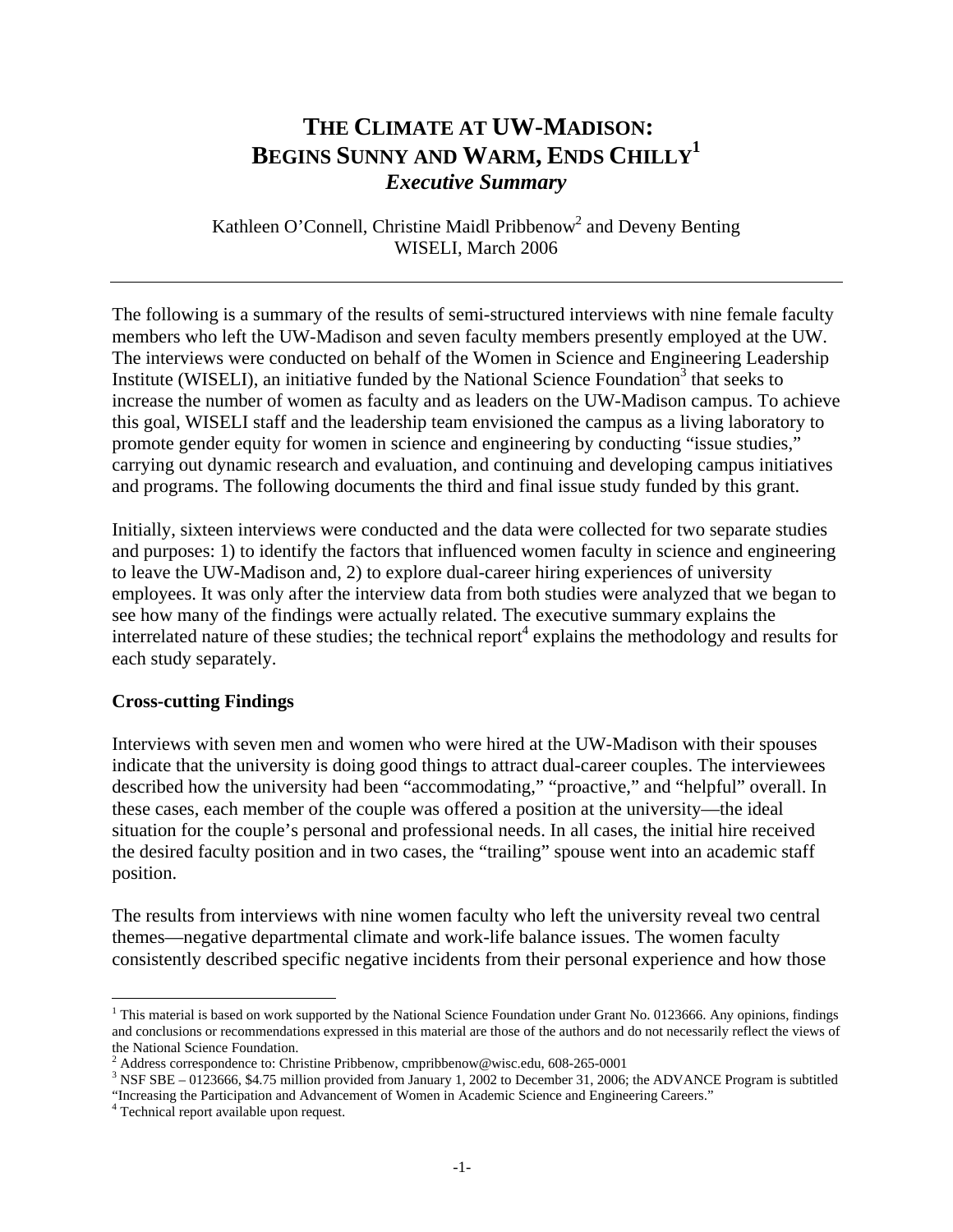# THE CLIMATE AT UW-MADISON: BEGINS SUNNY AND WARM, ENDS CHILLY[1]

## *Executive Summary*

Kathleen O'Connell, Christine Maidl Pribbenow[2] and Deveny Benting
WISELI, March 2006

---

The following is a summary of the results of semi-structured interviews with nine female faculty members who left the UW-Madison and seven faculty members presently employed at the UW. The interviews were conducted on behalf of the Women in Science and Engineering Leadership Institute (WISELI), an initiative funded by the National Science Foundation[3] that seeks to increase the number of women as faculty and as leaders on the UW-Madison campus. To achieve this goal, WISELI staff and the leadership team envisioned the campus as a living laboratory to promote gender equity for women in science and engineering by conducting "issue studies," carrying out dynamic research and evaluation, and continuing and developing campus initiatives and programs. The following documents the third and final issue study funded by this grant.

Initially, sixteen interviews were conducted and the data were collected for two separate studies and purposes: 1) to identify the factors that influenced women faculty in science and engineering to leave the UW-Madison and, 2) to explore dual-career hiring experiences of university employees. It was only after the interview data from both studies were analyzed that we began to see how many of the findings were actually related. The executive summary explains the interrelated nature of these studies; the technical report[4] explains the methodology and results for each study separately.

**Cross-cutting Findings**

Interviews with seven men and women who were hired at the UW-Madison with their spouses indicate that the university is doing good things to attract dual-career couples. The interviewees described how the university had been "accommodating," "proactive," and "helpful" overall. In these cases, each member of the couple was offered a position at the university—the ideal situation for the couple's personal and professional needs. In all cases, the initial hire received the desired faculty position and in two cases, the "trailing" spouse went into an academic staff position.

The results from interviews with nine women faculty who left the university reveal two central themes—negative departmental climate and work-life balance issues. The women faculty consistently described specific negative incidents from their personal experience and how those

---

[1] This material is based on work supported by the National Science Foundation under Grant No. 0123666. Any opinions, findings and conclusions or recommendations expressed in this material are those of the authors and do not necessarily reflect the views of the National Science Foundation.

[2] Address correspondence to: Christine Pribbenow, cmpribbenow@wisc.edu, 608-265-0001

[3] NSF SBE – 0123666, $4.75 million provided from January 1, 2002 to December 31, 2006; the ADVANCE Program is subtitled "Increasing the Participation and Advancement of Women in Academic Science and Engineering Careers."

[4] Technical report available upon request.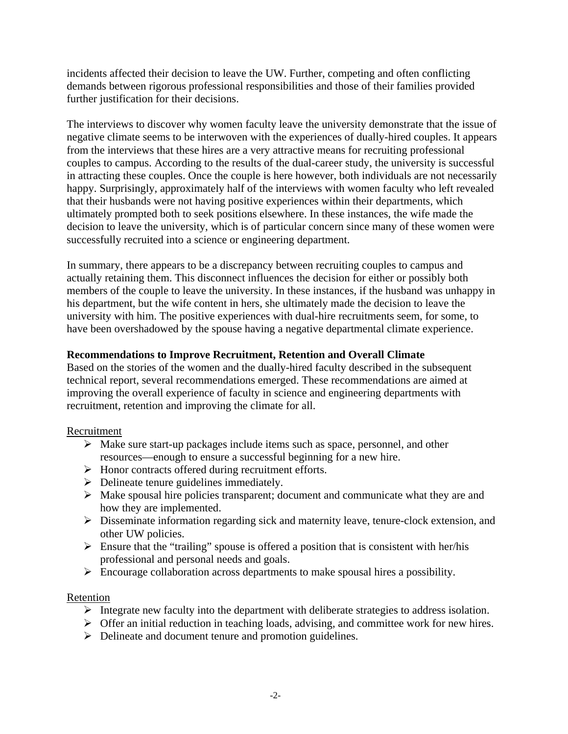incidents affected their decision to leave the UW. Further, competing and often conflicting demands between rigorous professional responsibilities and those of their families provided further justification for their decisions.

The interviews to discover why women faculty leave the university demonstrate that the issue of negative climate seems to be interwoven with the experiences of dually-hired couples. It appears from the interviews that these hires are a very attractive means for recruiting professional couples to campus. According to the results of the dual-career study, the university is successful in attracting these couples. Once the couple is here however, both individuals are not necessarily happy. Surprisingly, approximately half of the interviews with women faculty who left revealed that their husbands were not having positive experiences within their departments, which ultimately prompted both to seek positions elsewhere. In these instances, the wife made the decision to leave the university, which is of particular concern since many of these women were successfully recruited into a science or engineering department.

In summary, there appears to be a discrepancy between recruiting couples to campus and actually retaining them. This disconnect influences the decision for either or possibly both members of the couple to leave the university. In these instances, if the husband was unhappy in his department, but the wife content in hers, she ultimately made the decision to leave the university with him. The positive experiences with dual-hire recruitments seem, for some, to have been overshadowed by the spouse having a negative departmental climate experience.

**Recommendations to Improve Recruitment, Retention and Overall Climate**

Based on the stories of the women and the dually-hired faculty described in the subsequent technical report, several recommendations emerged. These recommendations are aimed at improving the overall experience of faculty in science and engineering departments with recruitment, retention and improving the climate for all.

Recruitment

- Make sure start-up packages include items such as space, personnel, and other resources—enough to ensure a successful beginning for a new hire.
- Honor contracts offered during recruitment efforts.
- Delineate tenure guidelines immediately.
- Make spousal hire policies transparent; document and communicate what they are and how they are implemented.
- Disseminate information regarding sick and maternity leave, tenure-clock extension, and other UW policies.
- Ensure that the "trailing" spouse is offered a position that is consistent with her/his professional and personal needs and goals.
- Encourage collaboration across departments to make spousal hires a possibility.

Retention

- Integrate new faculty into the department with deliberate strategies to address isolation.
- Offer an initial reduction in teaching loads, advising, and committee work for new hires.
- Delineate and document tenure and promotion guidelines.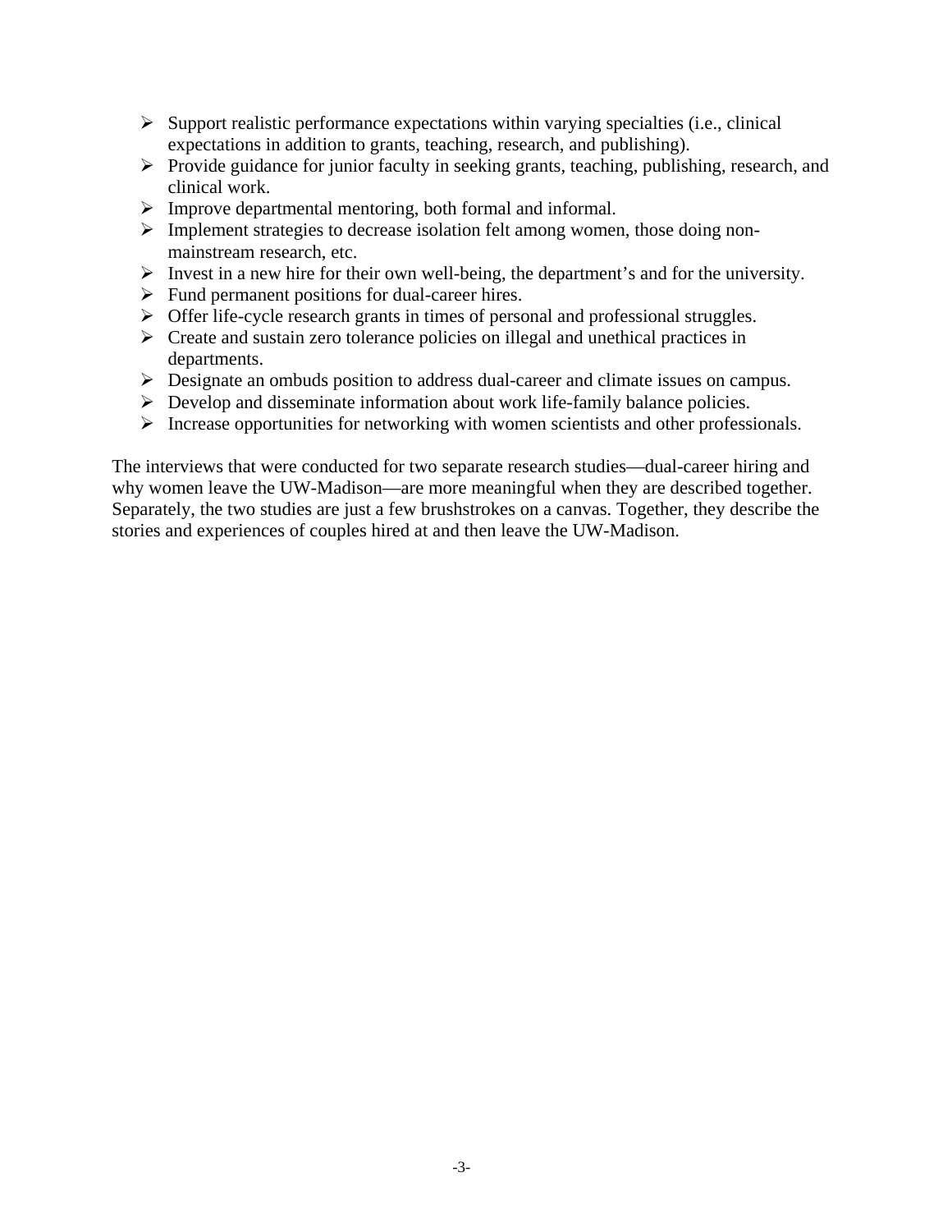- Support realistic performance expectations within varying specialties (i.e., clinical expectations in addition to grants, teaching, research, and publishing).
- Provide guidance for junior faculty in seeking grants, teaching, publishing, research, and clinical work.
- Improve departmental mentoring, both formal and informal.
- Implement strategies to decrease isolation felt among women, those doing non-mainstream research, etc.
- Invest in a new hire for their own well-being, the department's and for the university.
- Fund permanent positions for dual-career hires.
- Offer life-cycle research grants in times of personal and professional struggles.
- Create and sustain zero tolerance policies on illegal and unethical practices in departments.
- Designate an ombuds position to address dual-career and climate issues on campus.
- Develop and disseminate information about work life-family balance policies.
- Increase opportunities for networking with women scientists and other professionals.

The interviews that were conducted for two separate research studies—dual-career hiring and why women leave the UW-Madison—are more meaningful when they are described together. Separately, the two studies are just a few brushstrokes on a canvas. Together, they describe the stories and experiences of couples hired at and then leave the UW-Madison.